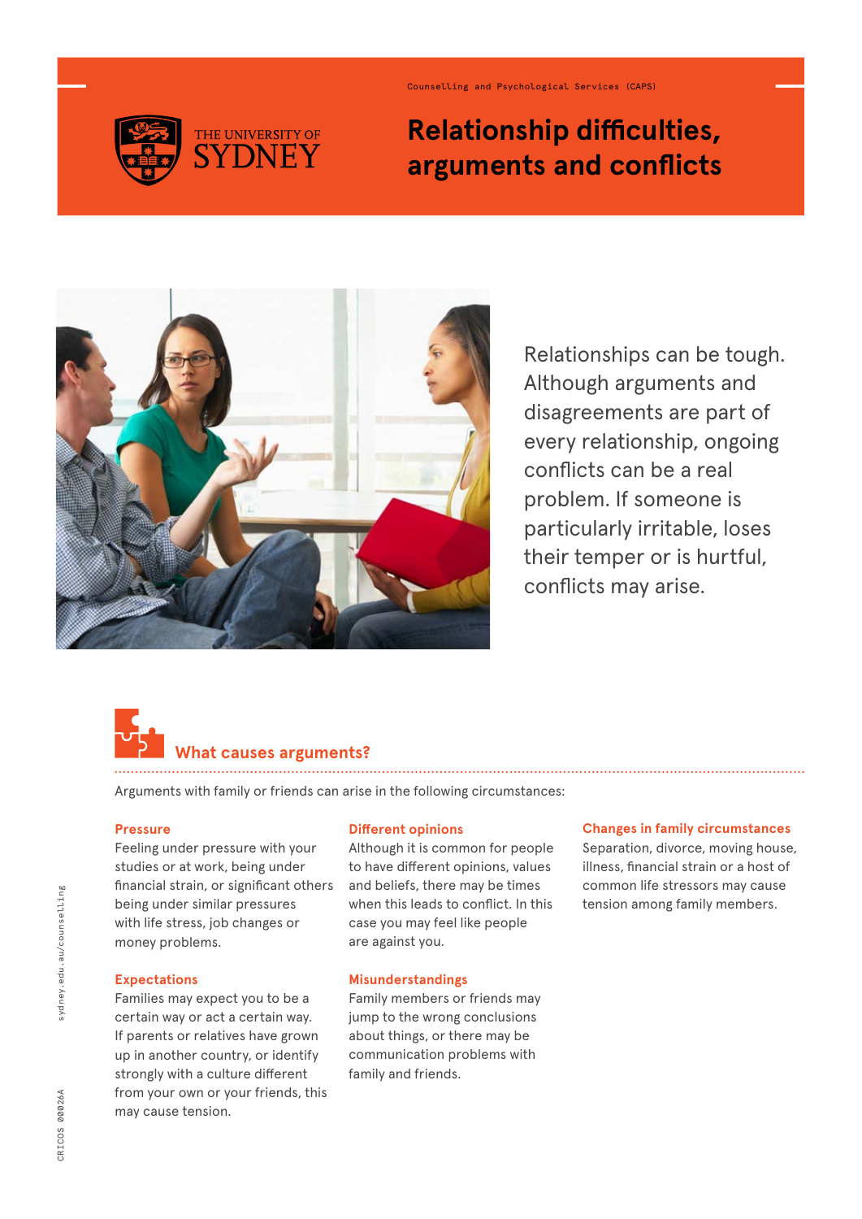Counselling and Psychological Services (CAPS)

# Relationship difficulties, arguments and conflicts

Relationships can be tough. Although arguments and disagreements are part of every relationship, ongoing conflicts can be a real problem. If someone is particularly irritable, loses their temper or is hurtful, conflicts may arise.

## What causes arguments?

Arguments with family or friends can arise in the following circumstances:

### Pressure

Feeling under pressure with your studies or at work, being under financial strain, or significant others being under similar pressures with life stress, job changes or money problems.

### Expectations

Families may expect you to be a certain way or act a certain way. If parents or relatives have grown up in another country, or identify strongly with a culture different from your own or your friends, this may cause tension.

### Different opinions

Although it is common for people to have different opinions, values and beliefs, there may be times when this leads to conflict. In this case you may feel like people are against you.

### Misunderstandings

Family members or friends may jump to the wrong conclusions about things, or there may be communication problems with family and friends.

### Changes in family circumstances

Separation, divorce, moving house, illness, financial strain or a host of common life stressors may cause tension among family members.

sydney.edu.au/counselling

CRICOS 00026A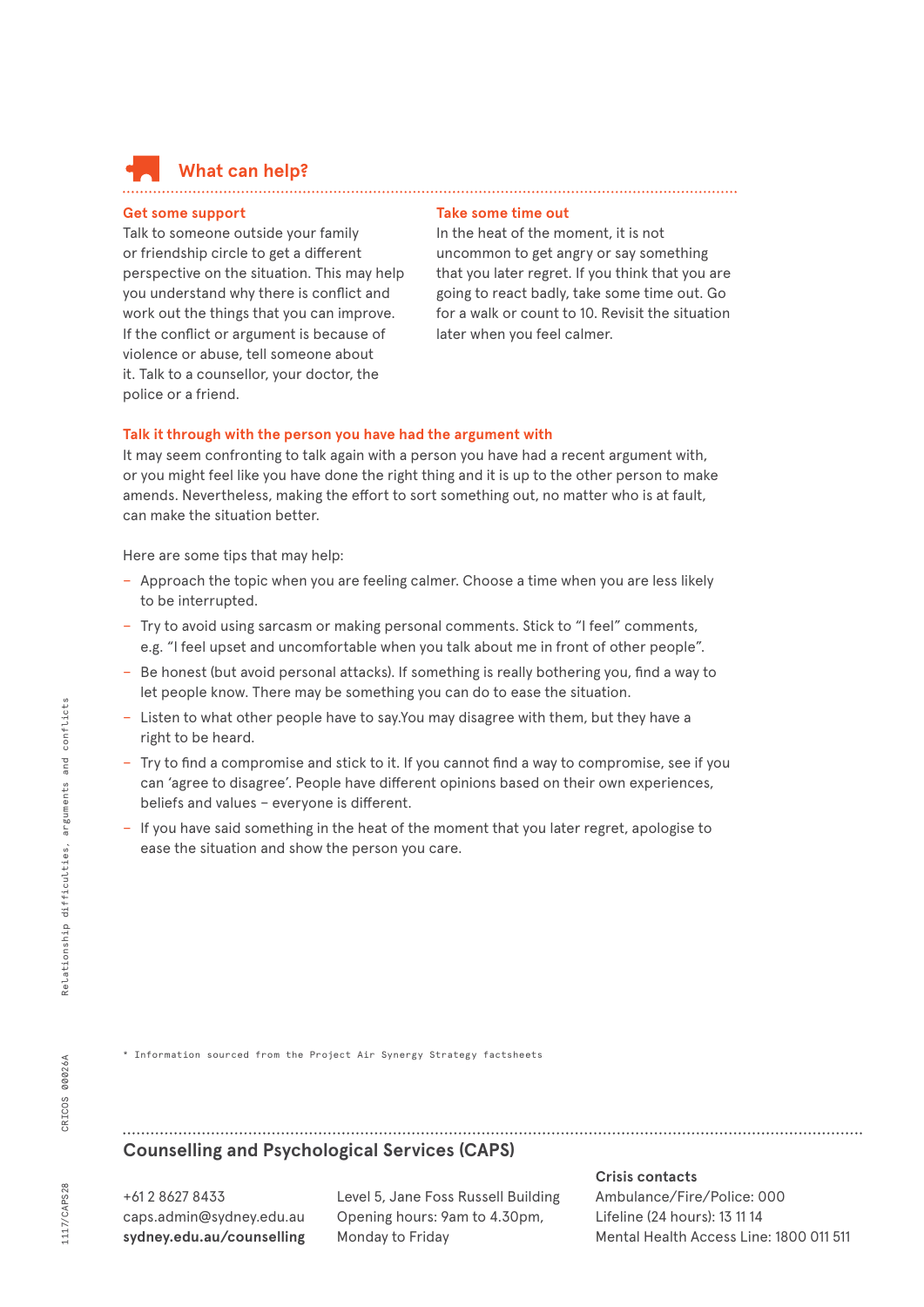## What can help?

### Get some support

Talk to someone outside your family or friendship circle to get a different perspective on the situation. This may help you understand why there is conflict and work out the things that you can improve. If the conflict or argument is because of violence or abuse, tell someone about it. Talk to a counsellor, your doctor, the police or a friend.

### Take some time out

In the heat of the moment, it is not uncommon to get angry or say something that you later regret. If you think that you are going to react badly, take some time out. Go for a walk or count to 10. Revisit the situation later when you feel calmer.

### Talk it through with the person you have had the argument with

It may seem confronting to talk again with a person you have had a recent argument with, or you might feel like you have done the right thing and it is up to the other person to make amends. Nevertheless, making the effort to sort something out, no matter who is at fault, can make the situation better.

Here are some tips that may help:

- Approach the topic when you are feeling calmer. Choose a time when you are less likely to be interrupted.
- Try to avoid using sarcasm or making personal comments. Stick to "I feel" comments, e.g. "I feel upset and uncomfortable when you talk about me in front of other people".
- Be honest (but avoid personal attacks). If something is really bothering you, find a way to let people know. There may be something you can do to ease the situation.
- Listen to what other people have to say.You may disagree with them, but they have a right to be heard.
- Try to find a compromise and stick to it. If you cannot find a way to compromise, see if you can 'agree to disagree'. People have different opinions based on their own experiences, beliefs and values – everyone is different.
- If you have said something in the heat of the moment that you later regret, apologise to ease the situation and show the person you care.

\* Information sourced from the Project Air Synergy Strategy factsheets

## Counselling and Psychological Services (CAPS)

+61 2 8627 8433
caps.admin@sydney.edu.au
**sydney.edu.au/counselling**

Level 5, Jane Foss Russell Building
Opening hours: 9am to 4.30pm, Monday to Friday

**Crisis contacts**
Ambulance/Fire/Police: 000
Lifeline (24 hours): 13 11 14
Mental Health Access Line: 1800 011 511